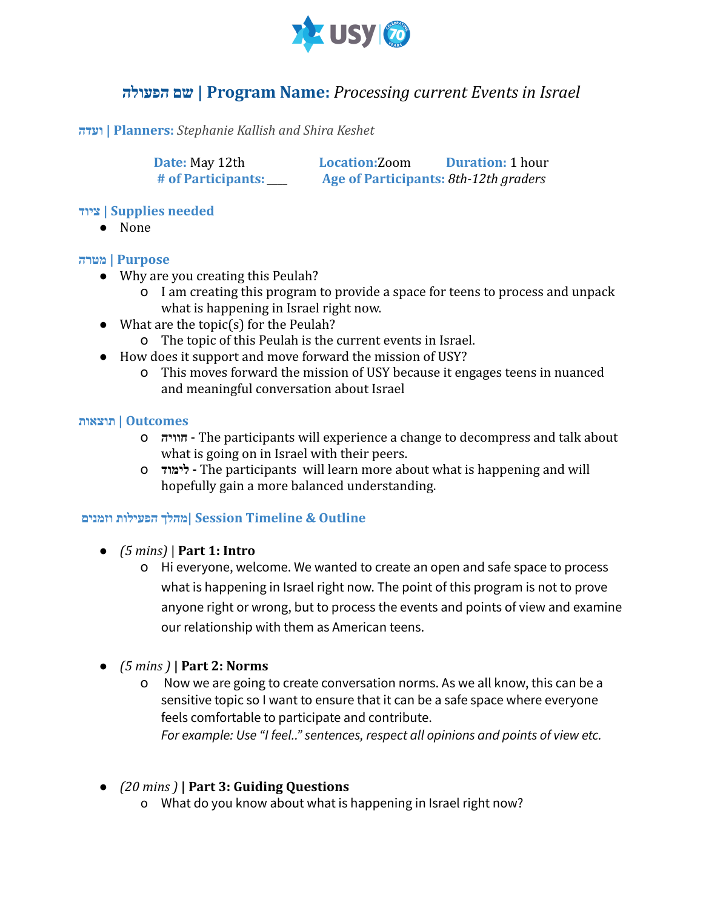# שם הפעולה | Program Name: *Processing current Events in Israel*

**ועדה | Planners:** *Stephanie Kallish and Shira Keshet*

**Date:** May 12th **Location:** Zoom **Duration:** 1 hour
**# of Participants:** ____ **Age of Participants:** *8th-12th graders*

## ציוד | Supplies needed

- None

## מטרה | Purpose

- Why are you creating this Peulah?
  - I am creating this program to provide a space for teens to process and unpack what is happening in Israel right now.
- What are the topic(s) for the Peulah?
  - The topic of this Peulah is the current events in Israel.
- How does it support and move forward the mission of USY?
  - This moves forward the mission of USY because it engages teens in nuanced and meaningful conversation about Israel

## תוצאות | Outcomes

- **חוויה -** The participants will experience a change to decompress and talk about what is going on in Israel with their peers.
- **לימוד -** The participants will learn more about what is happening and will hopefully gain a more balanced understanding.

## מהלך הפעילות וזמנים| Session Timeline & Outline

- *(5 mins)* | **Part 1: Intro**
  - Hi everyone, welcome. We wanted to create an open and safe space to process what is happening in Israel right now. The point of this program is not to prove anyone right or wrong, but to process the events and points of view and examine our relationship with them as American teens.

- *(5 mins )* **| Part 2: Norms**
  - Now we are going to create conversation norms. As we all know, this can be a sensitive topic so I want to ensure that it can be a safe space where everyone feels comfortable to participate and contribute.
    *For example: Use "I feel.." sentences, respect all opinions and points of view etc.*

- *(20 mins )* **| Part 3: Guiding Questions**
  - What do you know about what is happening in Israel right now?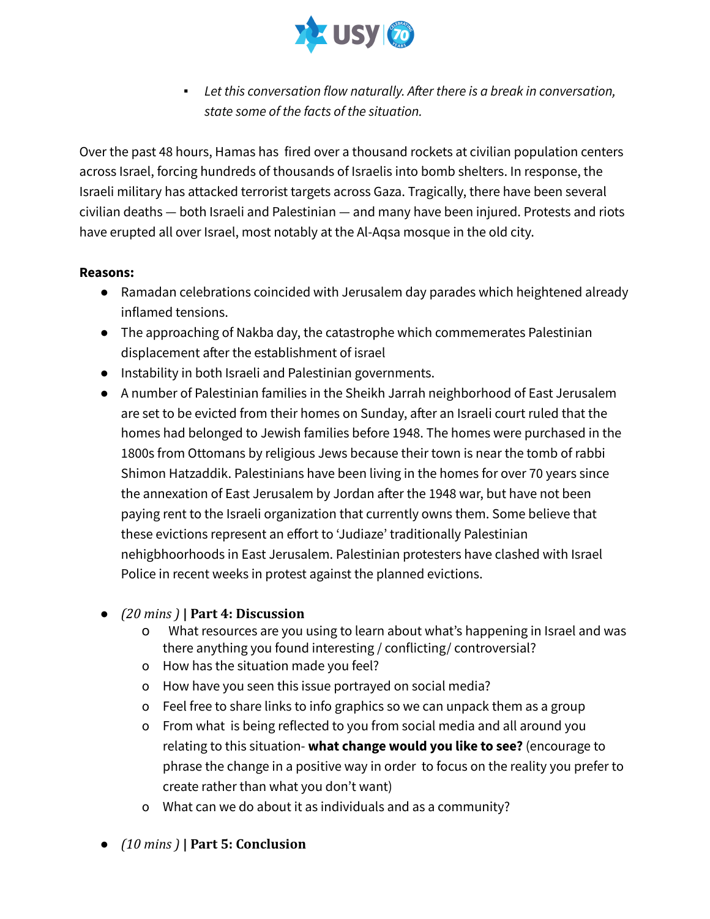- *Let this conversation flow naturally. After there is a break in conversation, state some of the facts of the situation.*

Over the past 48 hours, Hamas has fired over a thousand rockets at civilian population centers across Israel, forcing hundreds of thousands of Israelis into bomb shelters. In response, the Israeli military has attacked terrorist targets across Gaza. Tragically, there have been several civilian deaths — both Israeli and Palestinian — and many have been injured. Protests and riots have erupted all over Israel, most notably at the Al-Aqsa mosque in the old city.

**Reasons:**

- Ramadan celebrations coincided with Jerusalem day parades which heightened already inflamed tensions.
- The approaching of Nakba day, the catastrophe which commemerates Palestinian displacement after the establishment of israel
- Instability in both Israeli and Palestinian governments.
- A number of Palestinian families in the Sheikh Jarrah neighborhood of East Jerusalem are set to be evicted from their homes on Sunday, after an Israeli court ruled that the homes had belonged to Jewish families before 1948. The homes were purchased in the 1800s from Ottomans by religious Jews because their town is near the tomb of rabbi Shimon Hatzaddik. Palestinians have been living in the homes for over 70 years since the annexation of East Jerusalem by Jordan after the 1948 war, but have not been paying rent to the Israeli organization that currently owns them. Some believe that these evictions represent an effort to 'Judiaze' traditionally Palestinian nehigbhoorhoods in East Jerusalem. Palestinian protesters have clashed with Israel Police in recent weeks in protest against the planned evictions.

- *(20 mins )* **| Part 4: Discussion**
  - What resources are you using to learn about what's happening in Israel and was there anything you found interesting / conflicting/ controversial?
  - How has the situation made you feel?
  - How have you seen this issue portrayed on social media?
  - Feel free to share links to info graphics so we can unpack them as a group
  - From what is being reflected to you from social media and all around you relating to this situation- **what change would you like to see?** (encourage to phrase the change in a positive way in order to focus on the reality you prefer to create rather than what you don't want)
  - What can we do about it as individuals and as a community?

- *(10 mins )* **| Part 5: Conclusion**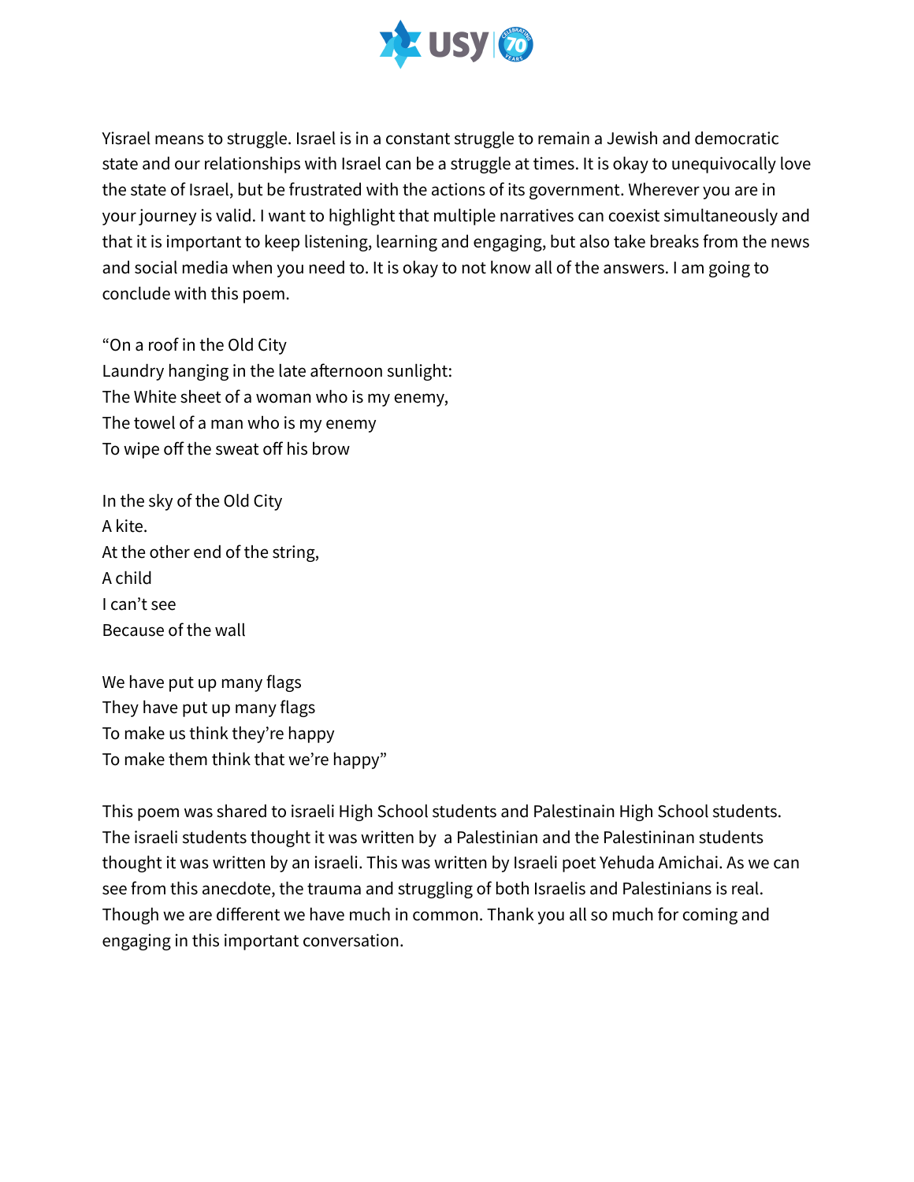Yisrael means to struggle. Israel is in a constant struggle to remain a Jewish and democratic state and our relationships with Israel can be a struggle at times. It is okay to unequivocally love the state of Israel, but be frustrated with the actions of its government. Wherever you are in your journey is valid. I want to highlight that multiple narratives can coexist simultaneously and that it is important to keep listening, learning and engaging, but also take breaks from the news and social media when you need to. It is okay to not know all of the answers. I am going to conclude with this poem.

"On a roof in the Old City  
Laundry hanging in the late afternoon sunlight:  
The White sheet of a woman who is my enemy,  
The towel of a man who is my enemy  
To wipe off the sweat off his brow

In the sky of the Old City  
A kite.  
At the other end of the string,  
A child  
I can't see  
Because of the wall

We have put up many flags  
They have put up many flags  
To make us think they're happy  
To make them think that we're happy"

This poem was shared to israeli High School students and Palestinain High School students. The israeli students thought it was written by  a Palestinian and the Palestininan students thought it was written by an israeli. This was written by Israeli poet Yehuda Amichai. As we can see from this anecdote, the trauma and struggling of both Israelis and Palestinians is real. Though we are different we have much in common. Thank you all so much for coming and engaging in this important conversation.